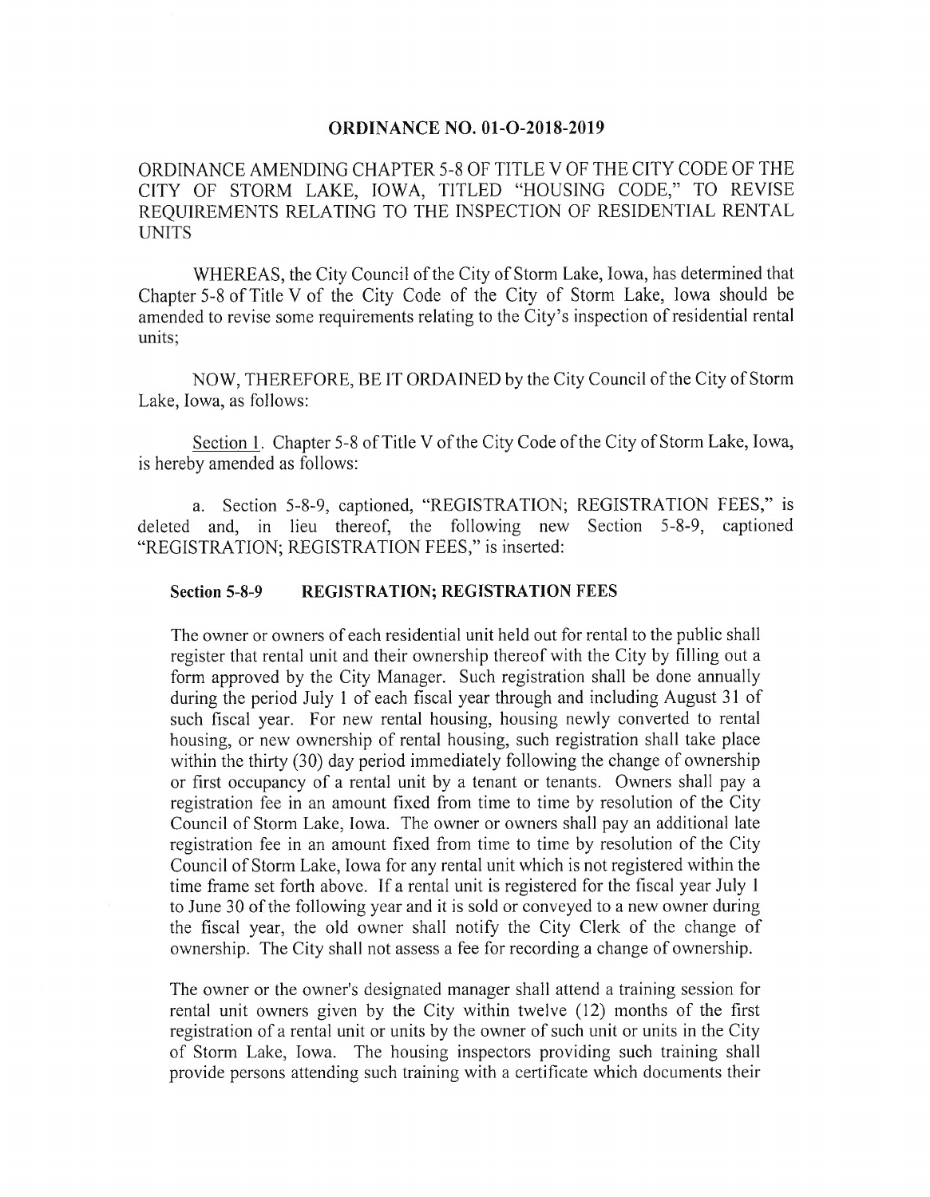# ORDINANCE NO. 01-O-2018-2019

ORDINANCE AMENDING CHAPTER 5-8 OF TITLE V OF THE CITY CODE OF THE CITY OF STORM LAKE, IOWA, TITLED "HOUSING CODE," TO REVISE REQUIREMENTS RELATING TO THE INSPECTION OF RESIDENTIAL RENTAL UNITS

WHEREAS, the City Council of the City of Storm Lake, Iowa, has determined that Chapter 5-8 of Title V of the City Code of the City of Storm Lake, Iowa should be amended to revise some requirements relating to the City's inspection of residential rental units;

NOW, THEREFORE, BE IT ORDAINED by the City Council of the City of Storm Lake, Iowa, as follows:

Section 1. Chapter 5-8 of Title V of the City Code of the City of Storm Lake, Iowa, is hereby amended as follows:

a. Section 5-8-9, captioned, "REGISTRATION; REGISTRATION FEES," is deleted and, in lieu thereof, the following new Section 5-8-9, captioned "REGISTRATION; REGISTRATION FEES," is inserted:

**Section 5-8-9 REGISTRATION; REGISTRATION FEES**

The owner or owners of each residential unit held out for rental to the public shall register that rental unit and their ownership thereof with the City by filling out a form approved by the City Manager. Such registration shall be done annually during the period July 1 of each fiscal year through and including August 31 of such fiscal year. For new rental housing, housing newly converted to rental housing, or new ownership of rental housing, such registration shall take place within the thirty (30) day period immediately following the change of ownership or first occupancy of a rental unit by a tenant or tenants. Owners shall pay a registration fee in an amount fixed from time to time by resolution of the City Council of Storm Lake, Iowa. The owner or owners shall pay an additional late registration fee in an amount fixed from time to time by resolution of the City Council of Storm Lake, Iowa for any rental unit which is not registered within the time frame set forth above. If a rental unit is registered for the fiscal year July 1 to June 30 of the following year and it is sold or conveyed to a new owner during the fiscal year, the old owner shall notify the City Clerk of the change of ownership. The City shall not assess a fee for recording a change of ownership.

The owner or the owner's designated manager shall attend a training session for rental unit owners given by the City within twelve (12) months of the first registration of a rental unit or units by the owner of such unit or units in the City of Storm Lake, Iowa. The housing inspectors providing such training shall provide persons attending such training with a certificate which documents their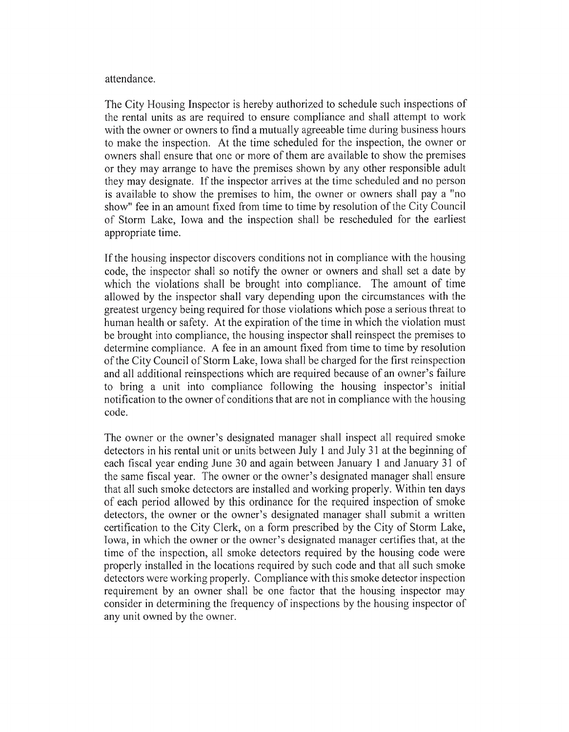attendance.

The City Housing Inspector is hereby authorized to schedule such inspections of the rental units as are required to ensure compliance and shall attempt to work with the owner or owners to find a mutually agreeable time during business hours to make the inspection. At the time scheduled for the inspection, the owner or owners shall ensure that one or more of them are available to show the premises or they may arrange to have the premises shown by any other responsible adult they may designate. If the inspector arrives at the time scheduled and no person is available to show the premises to him, the owner or owners shall pay a "no show" fee in an amount fixed from time to time by resolution of the City Council of Storm Lake, Iowa and the inspection shall be rescheduled for the earliest appropriate time.

If the housing inspector discovers conditions not in compliance with the housing code, the inspector shall so notify the owner or owners and shall set a date by which the violations shall be brought into compliance. The amount of time allowed by the inspector shall vary depending upon the circumstances with the greatest urgency being required for those violations which pose a serious threat to human health or safety. At the expiration of the time in which the violation must be brought into compliance, the housing inspector shall reinspect the premises to determine compliance. A fee in an amount fixed from time to time by resolution of the City Council of Storm Lake, Iowa shall be charged for the first reinspection and all additional reinspections which are required because of an owner's failure to bring a unit into compliance following the housing inspector's initial notification to the owner of conditions that are not in compliance with the housing code.

The owner or the owner's designated manager shall inspect all required smoke detectors in his rental unit or units between July 1 and July 31 at the beginning of each fiscal year ending June 30 and again between January 1 and January 31 of the same fiscal year. The owner or the owner's designated manager shall ensure that all such smoke detectors are installed and working properly. Within ten days of each period allowed by this ordinance for the required inspection of smoke detectors, the owner or the owner's designated manager shall submit a written certification to the City Clerk, on a form prescribed by the City of Storm Lake, Iowa, in which the owner or the owner's designated manager certifies that, at the time of the inspection, all smoke detectors required by the housing code were properly installed in the locations required by such code and that all such smoke detectors were working properly. Compliance with this smoke detector inspection requirement by an owner shall be one factor that the housing inspector may consider in determining the frequency of inspections by the housing inspector of any unit owned by the owner.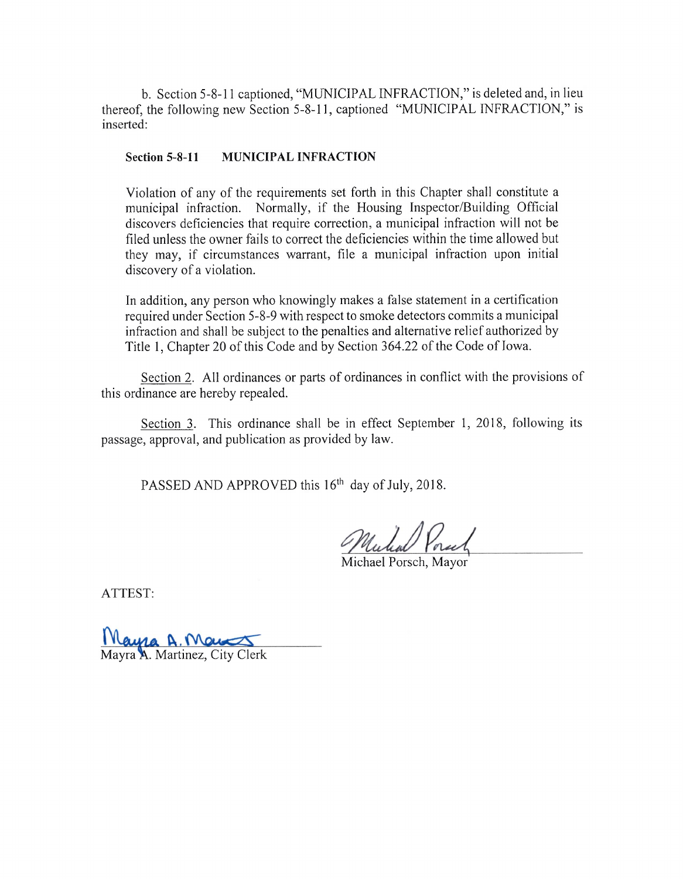b. Section 5-8-11 captioned, "MUNICIPAL INFRACTION," is deleted and, in lieu thereof, the following new Section 5-8-11, captioned "MUNICIPAL INFRACTION," is inserted:

> **Section 5-8-11 MUNICIPAL INFRACTION**
>
> Violation of any of the requirements set forth in this Chapter shall constitute a municipal infraction. Normally, if the Housing Inspector/Building Official discovers deficiencies that require correction, a municipal infraction will not be filed unless the owner fails to correct the deficiencies within the time allowed but they may, if circumstances warrant, file a municipal infraction upon initial discovery of a violation.
>
> In addition, any person who knowingly makes a false statement in a certification required under Section 5-8-9 with respect to smoke detectors commits a municipal infraction and shall be subject to the penalties and alternative relief authorized by Title 1, Chapter 20 of this Code and by Section 364.22 of the Code of Iowa.

Section 2. All ordinances or parts of ordinances in conflict with the provisions of this ordinance are hereby repealed.

Section 3. This ordinance shall be in effect September 1, 2018, following its passage, approval, and publication as provided by law.

PASSED AND APPROVED this 16th day of July, 2018.

Michael Porsch, Mayor

ATTEST:

Mayra A. Martinez, City Clerk